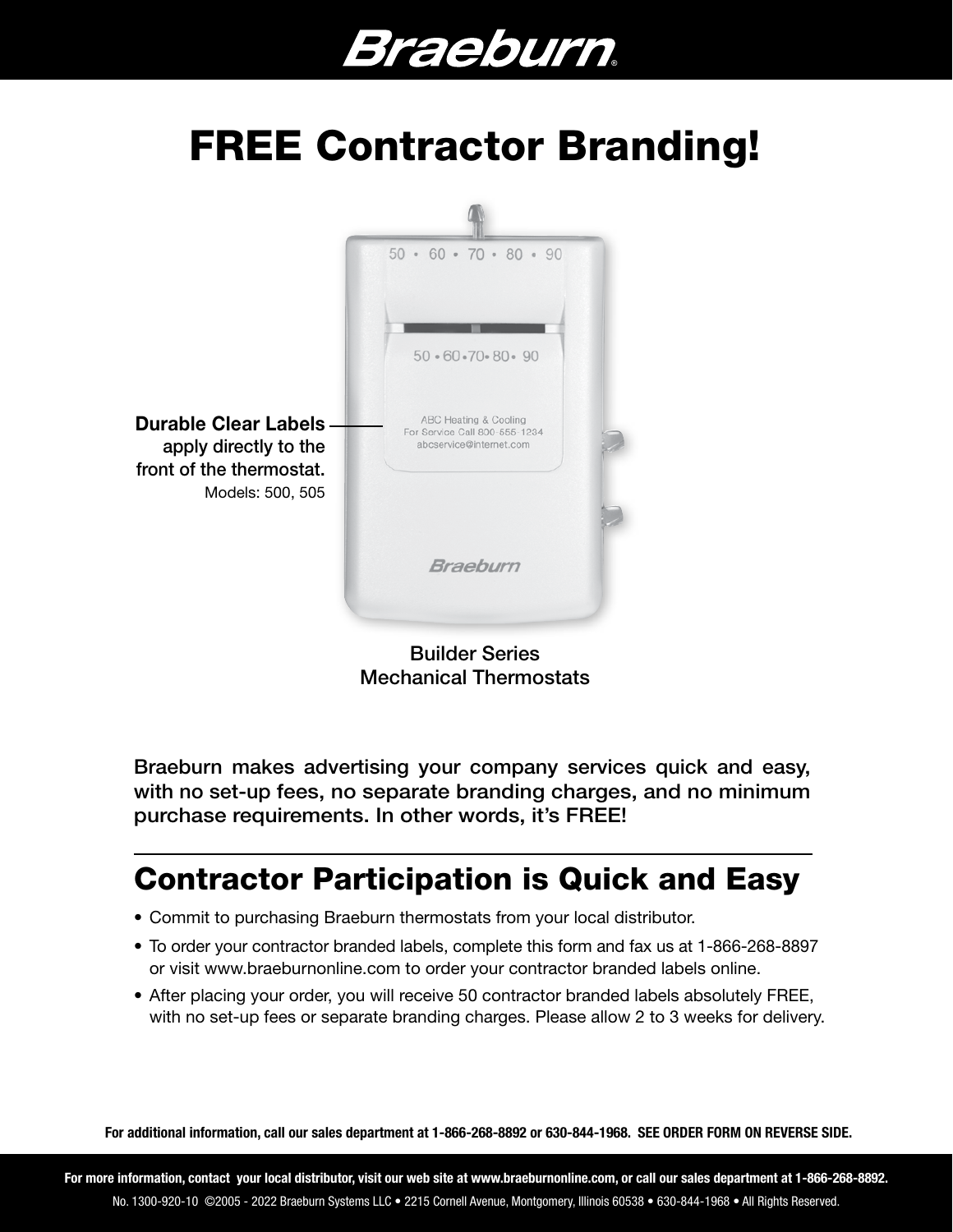# Braeburn

# FREE Contractor Branding!

**Durable Clear Labels** apply directly to the front of the thermostat.
Models: 500, 505

Builder Series
Mechanical Thermostats

**Braeburn makes advertising your company services quick and easy, with no set-up fees, no separate branding charges, and no minimum purchase requirements. In other words, it's FREE!**

## Contractor Participation is Quick and Easy

- Commit to purchasing Braeburn thermostats from your local distributor.
- To order your contractor branded labels, complete this form and fax us at 1-866-268-8897 or visit www.braeburnonline.com to order your contractor branded labels online.
- After placing your order, you will receive 50 contractor branded labels absolutely FREE, with no set-up fees or separate branding charges. Please allow 2 to 3 weeks for delivery.

**For additional information, call our sales department at 1-866-268-8892 or 630-844-1968. SEE ORDER FORM ON REVERSE SIDE.**

**For more information, contact your local distributor, visit our web site at www.braeburnonline.com, or call our sales department at 1-866-268-8892.**

No. 1300-920-10 ©2005 - 2022 Braeburn Systems LLC • 2215 Cornell Avenue, Montgomery, Illinois 60538 • 630-844-1968 • All Rights Reserved.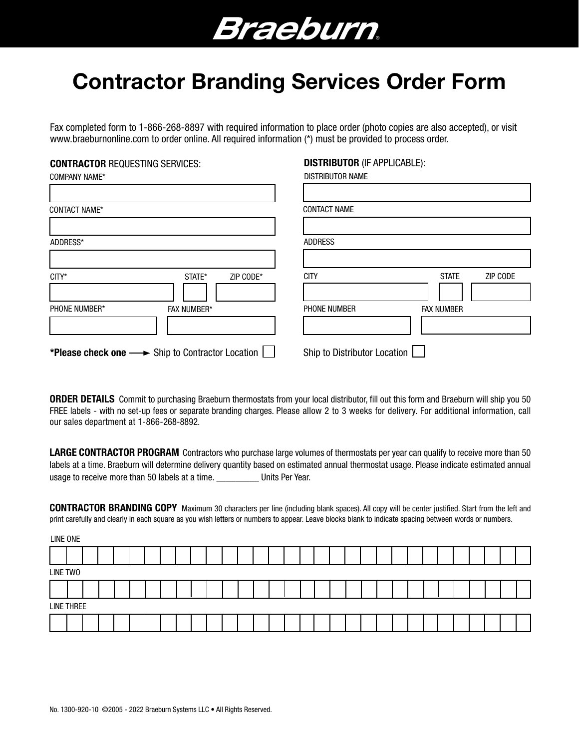Braeburn®

# Contractor Branding Services Order Form

Fax completed form to 1-866-268-8897 with required information to place order (photo copies are also accepted), or visit www.braeburnonline.com to order online. All required information (*) must be provided to process order.

**CONTRACTOR** REQUESTING SERVICES:

COMPANY NAME*

CONTACT NAME*

ADDRESS*

CITY* STATE* ZIP CODE*

PHONE NUMBER* FAX NUMBER*

**DISTRIBUTOR** (IF APPLICABLE):

DISTRIBUTOR NAME

CONTACT NAME

ADDRESS

CITY STATE ZIP CODE

PHONE NUMBER FAX NUMBER

***Please check one** ⟶ Ship to Contractor Location ☐ Ship to Distributor Location ☐

**ORDER DETAILS** Commit to purchasing Braeburn thermostats from your local distributor, fill out this form and Braeburn will ship you 50 FREE labels - with no set-up fees or separate branding charges. Please allow 2 to 3 weeks for delivery. For additional information, call our sales department at 1-866-268-8892.

**LARGE CONTRACTOR PROGRAM** Contractors who purchase large volumes of thermostats per year can qualify to receive more than 50 labels at a time. Braeburn will determine delivery quantity based on estimated annual thermostat usage. Please indicate estimated annual usage to receive more than 50 labels at a time. __________ Units Per Year.

**CONTRACTOR BRANDING COPY** Maximum 30 characters per line (including blank spaces). All copy will be center justified. Start from the left and print carefully and clearly in each square as you wish letters or numbers to appear. Leave blocks blank to indicate spacing between words or numbers.

LINE ONE

LINE TWO

LINE THREE

No. 1300-920-10 ©2005 - 2022 Braeburn Systems LLC • All Rights Reserved.